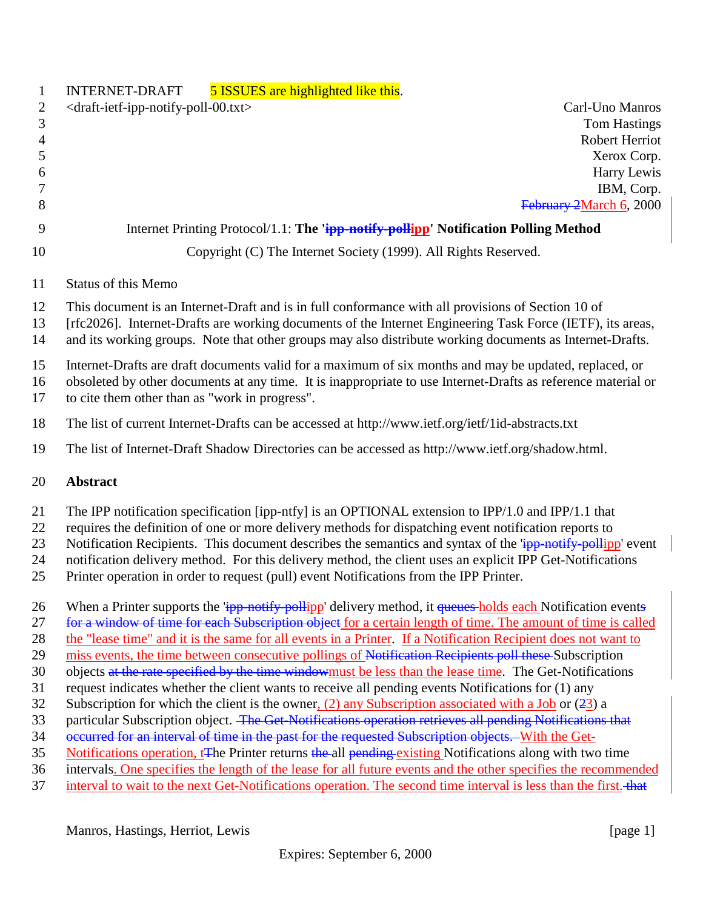INTERNET-DRAFT 5 ISSUES are highlighted like this.

<draft-ietf-ipp-notify-poll-00.txt>

Carl-Uno Manros
Tom Hastings
Robert Herriot
Xerox Corp.
Harry Lewis
IBM, Corp.
~~February 2~~March 6, 2000

Internet Printing Protocol/1.1: **The '~~ipp-notify-poll~~ipp' Notification Polling Method**

Copyright (C) The Internet Society (1999). All Rights Reserved.

Status of this Memo

This document is an Internet-Draft and is in full conformance with all provisions of Section 10 of [rfc2026]. Internet-Drafts are working documents of the Internet Engineering Task Force (IETF), its areas, and its working groups. Note that other groups may also distribute working documents as Internet-Drafts.

Internet-Drafts are draft documents valid for a maximum of six months and may be updated, replaced, or obsoleted by other documents at any time. It is inappropriate to use Internet-Drafts as reference material or to cite them other than as "work in progress".

The list of current Internet-Drafts can be accessed at http://www.ietf.org/ietf/1id-abstracts.txt

The list of Internet-Draft Shadow Directories can be accessed as http://www.ietf.org/shadow.html.

## Abstract

The IPP notification specification [ipp-ntfy] is an OPTIONAL extension to IPP/1.0 and IPP/1.1 that requires the definition of one or more delivery methods for dispatching event notification reports to Notification Recipients. This document describes the semantics and syntax of the '~~ipp-notify-poll~~ipp' event notification delivery method. For this delivery method, the client uses an explicit IPP Get-Notifications Printer operation in order to request (pull) event Notifications from the IPP Printer.

When a Printer supports the '~~ipp-notify-poll~~ipp' delivery method, it ~~queues~~ holds each Notification event~~s for a window of time for each Subscription object~~ for a certain length of time. The amount of time is called the "lease time" and it is the same for all events in a Printer. If a Notification Recipient does not want to miss events, the time between consecutive pollings of ~~Notification Recipients poll these~~ Subscription objects ~~at the rate specified by the time window~~must be less than the lease time. The Get-Notifications request indicates whether the client wants to receive all pending events Notifications for (1) any Subscription for which the client is the owner, (2) any Subscription associated with a Job or (~~2~~3) a particular Subscription object. ~~The Get-Notifications operation retrieves all pending Notifications that occurred for an interval of time in the past for the requested Subscription objects.~~ With the Get-Notifications operation, t~~T~~he Printer returns ~~the~~ all ~~pending~~ existing Notifications along with two time intervals. One specifies the length of the lease for all future events and the other specifies the recommended interval to wait to the next Get-Notifications operation. The second time interval is less than the first. ~~that~~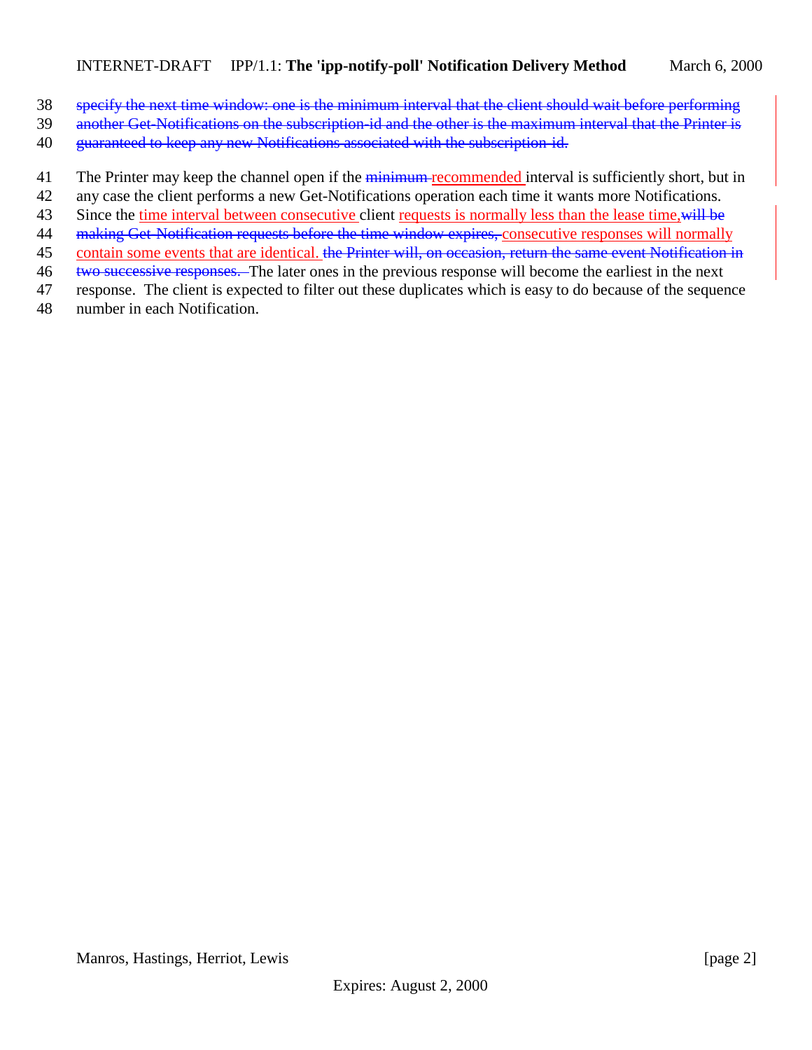~~specify the next time window: one is the minimum interval that the client should wait before performing another Get-Notifications on the subscription-id and the other is the maximum interval that the Printer is guaranteed to keep any new Notifications associated with the subscription-id.~~

The Printer may keep the channel open if the ~~minimum~~ recommended interval is sufficiently short, but in any case the client performs a new Get-Notifications operation each time it wants more Notifications. Since the time interval between consecutive client requests is normally less than the lease time, ~~will be making Get-Notification requests before the time window expires,~~ consecutive responses will normally contain some events that are identical. ~~the Printer will, on occasion, return the same event Notification in two successive responses.~~ The later ones in the previous response will become the earliest in the next response. The client is expected to filter out these duplicates which is easy to do because of the sequence number in each Notification.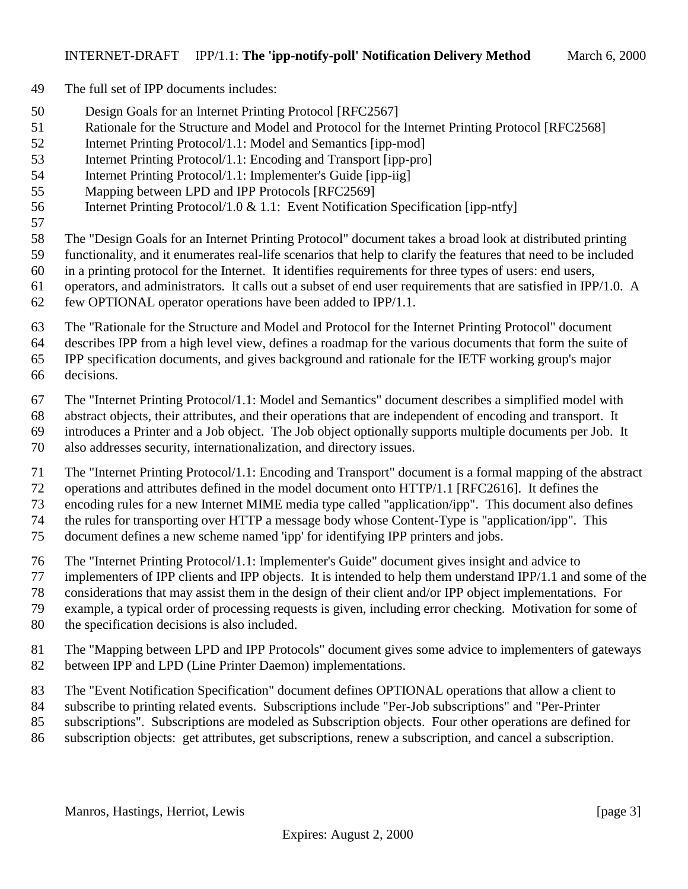The full set of IPP documents includes:

- Design Goals for an Internet Printing Protocol [RFC2567]
- Rationale for the Structure and Model and Protocol for the Internet Printing Protocol [RFC2568]
- Internet Printing Protocol/1.1: Model and Semantics [ipp-mod]
- Internet Printing Protocol/1.1: Encoding and Transport [ipp-pro]
- Internet Printing Protocol/1.1: Implementer's Guide [ipp-iig]
- Mapping between LPD and IPP Protocols [RFC2569]
- Internet Printing Protocol/1.0 & 1.1: Event Notification Specification [ipp-ntfy]

The "Design Goals for an Internet Printing Protocol" document takes a broad look at distributed printing functionality, and it enumerates real-life scenarios that help to clarify the features that need to be included in a printing protocol for the Internet. It identifies requirements for three types of users: end users, operators, and administrators. It calls out a subset of end user requirements that are satisfied in IPP/1.0. A few OPTIONAL operator operations have been added to IPP/1.1.

The "Rationale for the Structure and Model and Protocol for the Internet Printing Protocol" document describes IPP from a high level view, defines a roadmap for the various documents that form the suite of IPP specification documents, and gives background and rationale for the IETF working group's major decisions.

The "Internet Printing Protocol/1.1: Model and Semantics" document describes a simplified model with abstract objects, their attributes, and their operations that are independent of encoding and transport. It introduces a Printer and a Job object. The Job object optionally supports multiple documents per Job. It also addresses security, internationalization, and directory issues.

The "Internet Printing Protocol/1.1: Encoding and Transport" document is a formal mapping of the abstract operations and attributes defined in the model document onto HTTP/1.1 [RFC2616]. It defines the encoding rules for a new Internet MIME media type called "application/ipp". This document also defines the rules for transporting over HTTP a message body whose Content-Type is "application/ipp". This document defines a new scheme named 'ipp' for identifying IPP printers and jobs.

The "Internet Printing Protocol/1.1: Implementer's Guide" document gives insight and advice to implementers of IPP clients and IPP objects. It is intended to help them understand IPP/1.1 and some of the considerations that may assist them in the design of their client and/or IPP object implementations. For example, a typical order of processing requests is given, including error checking. Motivation for some of the specification decisions is also included.

The "Mapping between LPD and IPP Protocols" document gives some advice to implementers of gateways between IPP and LPD (Line Printer Daemon) implementations.

The "Event Notification Specification" document defines OPTIONAL operations that allow a client to subscribe to printing related events. Subscriptions include "Per-Job subscriptions" and "Per-Printer subscriptions". Subscriptions are modeled as Subscription objects. Four other operations are defined for subscription objects: get attributes, get subscriptions, renew a subscription, and cancel a subscription.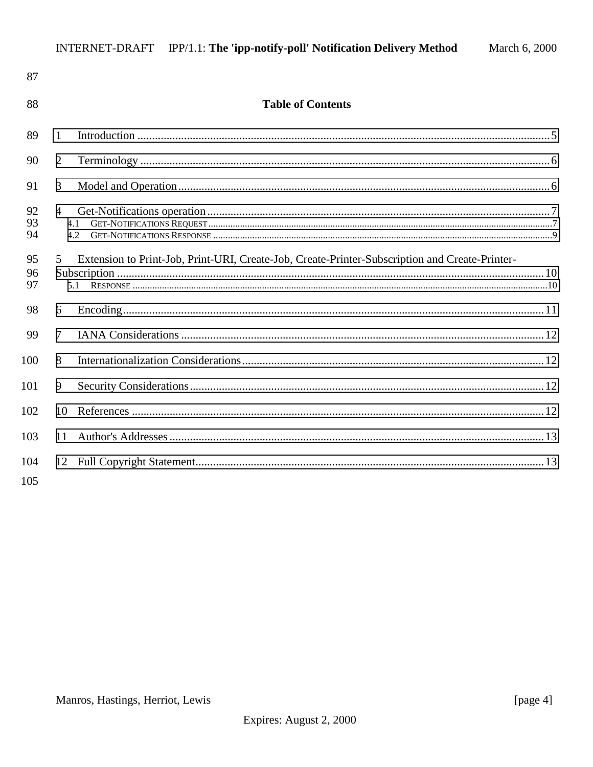## Table of Contents

1 Introduction ........................................................................................................................................5

2 Terminology ........................................................................................................................................6

3 Model and Operation............................................................................................................................6

4 Get-Notifications operation ..................................................................................................................7

4.1 GET-NOTIFICATIONS REQUEST ..........................................................................................................7

4.2 GET-NOTIFICATIONS RESPONSE .........................................................................................................9

5 Extension to Print-Job, Print-URI, Create-Job, Create-Printer-Subscription and Create-Printer-Subscription ..........................................................................................................................................10

5.1 RESPONSE ....................................................................................................................................10

6 Encoding............................................................................................................................................11

7 IANA Considerations ...........................................................................................................................12

8 Internationalization Considerations.......................................................................................................12

9 Security Considerations........................................................................................................................12

10 References .........................................................................................................................................12

11 Author's Addresses.............................................................................................................................13

12 Full Copyright Statement.....................................................................................................................13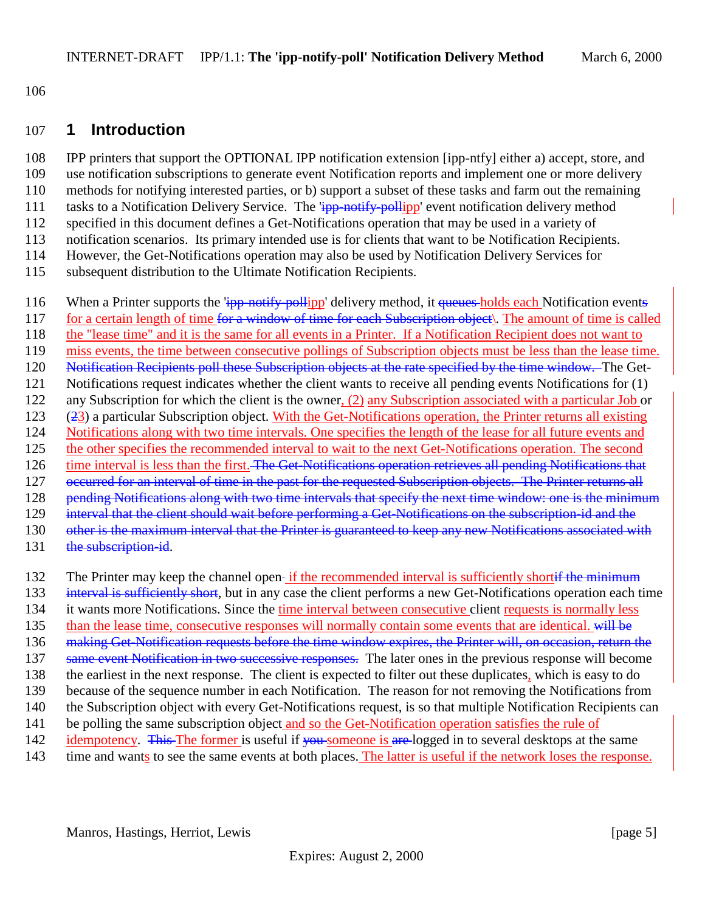# 1 Introduction

IPP printers that support the OPTIONAL IPP notification extension [ipp-ntfy] either a) accept, store, and use notification subscriptions to generate event Notification reports and implement one or more delivery methods for notifying interested parties, or b) support a subset of these tasks and farm out the remaining tasks to a Notification Delivery Service. The '~~ipp-notify-poll~~ipp' event notification delivery method specified in this document defines a Get-Notifications operation that may be used in a variety of notification scenarios. Its primary intended use is for clients that want to be Notification Recipients. However, the Get-Notifications operation may also be used by Notification Delivery Services for subsequent distribution to the Ultimate Notification Recipients.

When a Printer supports the '~~ipp-notify-poll~~ipp' delivery method, it ~~queues~~ holds each Notification event~~s~~ for a certain length of time ~~for a window of time for each Subscription object~~\. The amount of time is called the "lease time" and it is the same for all events in a Printer. If a Notification Recipient does not want to miss events, the time between consecutive pollings of Subscription objects must be less than the lease time. ~~Notification Recipients poll these Subscription objects at the rate specified by the time window.~~ The Get-Notifications request indicates whether the client wants to receive all pending events Notifications for (1) any Subscription for which the client is the owner, (2) any Subscription associated with a particular Job or (~~2~~3) a particular Subscription object. With the Get-Notifications operation, the Printer returns all existing Notifications along with two time intervals. One specifies the length of the lease for all future events and the other specifies the recommended interval to wait to the next Get-Notifications operation. The second time interval is less than the first. ~~The Get-Notifications operation retrieves all pending Notifications that occurred for an interval of time in the past for the requested Subscription objects. The Printer returns all pending Notifications along with two time intervals that specify the next time window: one is the minimum interval that the client should wait before performing a Get-Notifications on the subscription-id and the other is the maximum interval that the Printer is guaranteed to keep any new Notifications associated with the subscription-id~~.

The Printer may keep the channel open~~-~~ if the recommended interval is sufficiently short~~if the minimum interval is sufficiently short~~, but in any case the client performs a new Get-Notifications operation each time it wants more Notifications. Since the time interval between consecutive client requests is normally less than the lease time, consecutive responses will normally contain some events that are identical. ~~will be making Get-Notification requests before the time window expires, the Printer will, on occasion, return the same event Notification in two successive responses.~~ The later ones in the previous response will become the earliest in the next response. The client is expected to filter out these duplicates, which is easy to do because of the sequence number in each Notification. The reason for not removing the Notifications from the Subscription object with every Get-Notifications request, is so that multiple Notification Recipients can be polling the same subscription object and so the Get-Notification operation satisfies the rule of idempotency. ~~This~~ The former is useful if ~~you~~ someone is ~~are~~ logged in to several desktops at the same time and wants to see the same events at both places. The latter is useful if the network loses the response.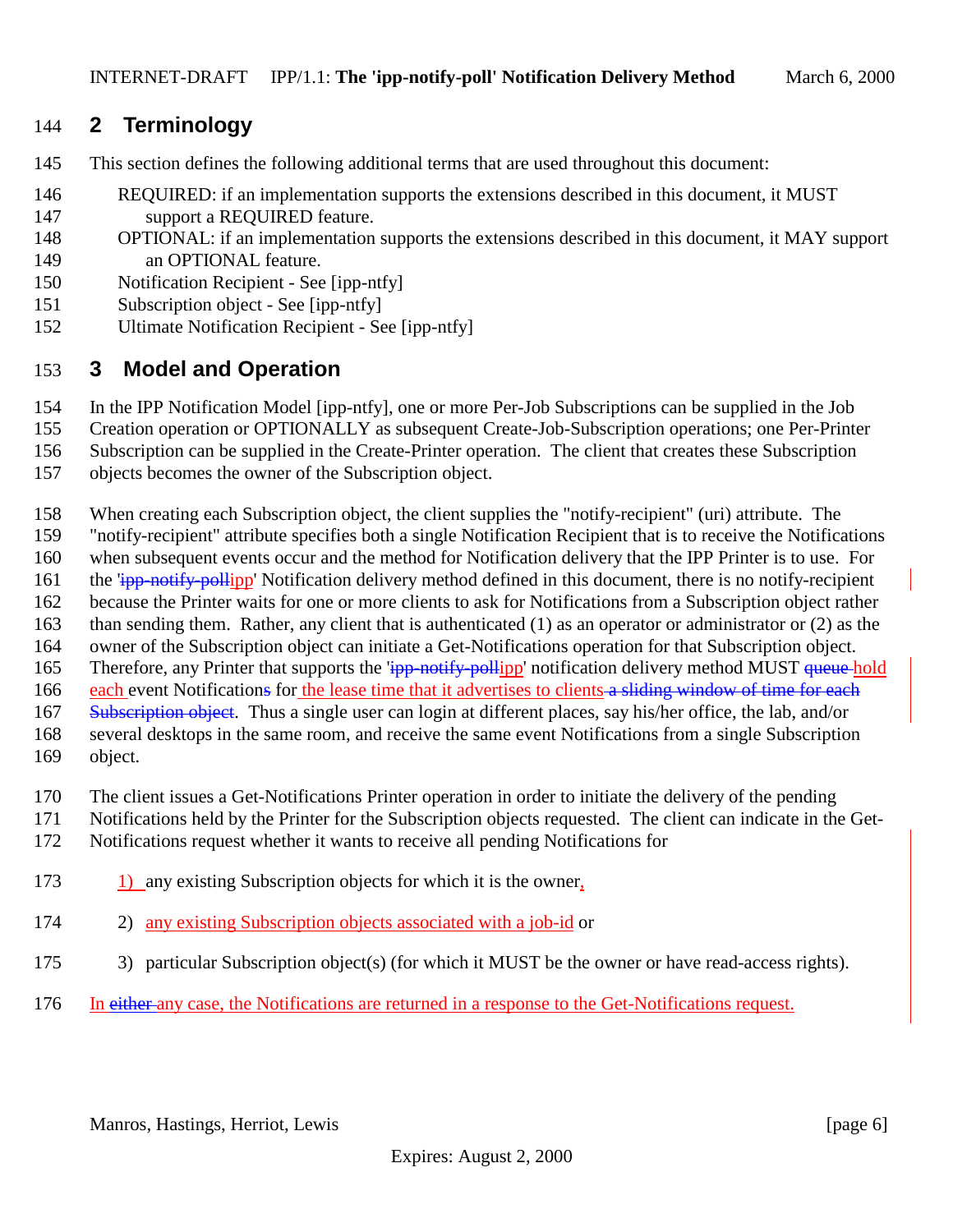## 2 Terminology

This section defines the following additional terms that are used throughout this document:

REQUIRED: if an implementation supports the extensions described in this document, it MUST support a REQUIRED feature.
OPTIONAL: if an implementation supports the extensions described in this document, it MAY support an OPTIONAL feature.
Notification Recipient - See [ipp-ntfy]
Subscription object - See [ipp-ntfy]
Ultimate Notification Recipient - See [ipp-ntfy]

## 3 Model and Operation

In the IPP Notification Model [ipp-ntfy], one or more Per-Job Subscriptions can be supplied in the Job Creation operation or OPTIONALLY as subsequent Create-Job-Subscription operations; one Per-Printer Subscription can be supplied in the Create-Printer operation. The client that creates these Subscription objects becomes the owner of the Subscription object.

When creating each Subscription object, the client supplies the "notify-recipient" (uri) attribute. The "notify-recipient" attribute specifies both a single Notification Recipient that is to receive the Notifications when subsequent events occur and the method for Notification delivery that the IPP Printer is to use. For the '~~ipp-notify-poll~~ipp' Notification delivery method defined in this document, there is no notify-recipient because the Printer waits for one or more clients to ask for Notifications from a Subscription object rather than sending them. Rather, any client that is authenticated (1) as an operator or administrator or (2) as the owner of the Subscription object can initiate a Get-Notifications operation for that Subscription object. Therefore, any Printer that supports the '~~ipp-notify-poll~~ipp' notification delivery method MUST ~~queue~~ hold each event Notification~~s~~ for the lease time that it advertises to clients ~~a sliding window of time for each Subscription object~~. Thus a single user can login at different places, say his/her office, the lab, and/or several desktops in the same room, and receive the same event Notifications from a single Subscription object.

The client issues a Get-Notifications Printer operation in order to initiate the delivery of the pending Notifications held by the Printer for the Subscription objects requested. The client can indicate in the Get-Notifications request whether it wants to receive all pending Notifications for

1) any existing Subscription objects for which it is the owner,

2) any existing Subscription objects associated with a job-id or

3) particular Subscription object(s) (for which it MUST be the owner or have read-access rights).

In ~~either~~ any case, the Notifications are returned in a response to the Get-Notifications request.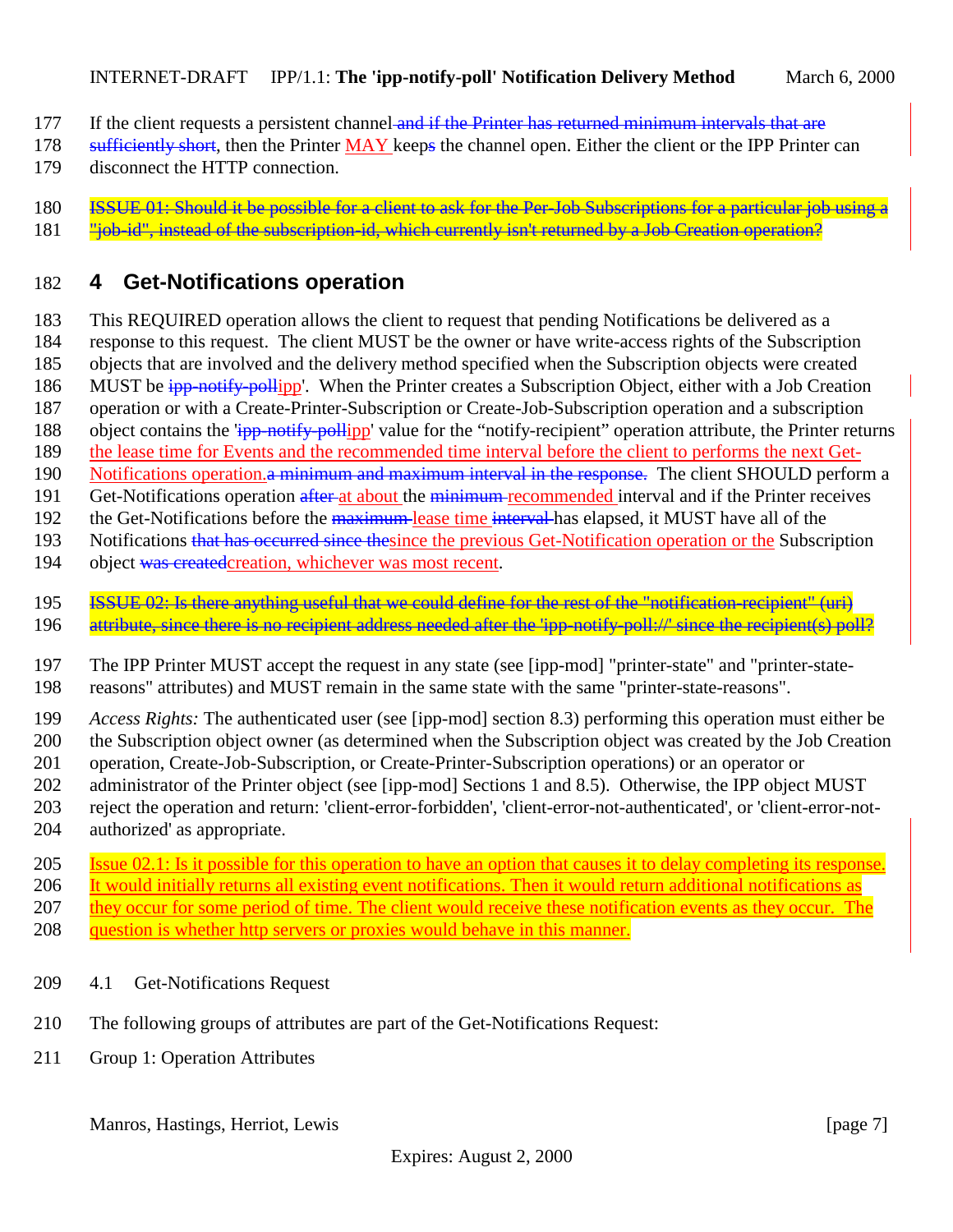If the client requests a persistent channel ~~and if the Printer has returned minimum intervals that are sufficiently short~~, then the Printer MAY keep~~s~~ the channel open. Either the client or the IPP Printer can disconnect the HTTP connection.

~~ISSUE 01: Should it be possible for a client to ask for the Per-Job Subscriptions for a particular job using a "job-id", instead of the subscription-id, which currently isn't returned by a Job Creation operation?~~

# 4 Get-Notifications operation

This REQUIRED operation allows the client to request that pending Notifications be delivered as a response to this request. The client MUST be the owner or have write-access rights of the Subscription objects that are involved and the delivery method specified when the Subscription objects were created MUST be ~~ipp-notify-poll~~ipp'. When the Printer creates a Subscription Object, either with a Job Creation operation or with a Create-Printer-Subscription or Create-Job-Subscription operation and a subscription object contains the '~~ipp-notify-poll~~ipp' value for the "notify-recipient" operation attribute, the Printer returns the lease time for Events and the recommended time interval before the client to performs the next Get-Notifications operation.~~a minimum and maximum interval in the response.~~ The client SHOULD perform a Get-Notifications operation ~~after~~ at about the ~~minimum~~ recommended interval and if the Printer receives the Get-Notifications before the ~~maximum~~ lease time ~~interval~~ has elapsed, it MUST have all of the Notifications ~~that has occurred since the~~since the previous Get-Notification operation or the Subscription object ~~was created~~creation, whichever was most recent.

~~ISSUE 02: Is there anything useful that we could define for the rest of the "notification-recipient" (uri) attribute, since there is no recipient address needed after the 'ipp-notify-poll://' since the recipient(s) poll?~~

The IPP Printer MUST accept the request in any state (see [ipp-mod] "printer-state" and "printer-state-reasons" attributes) and MUST remain in the same state with the same "printer-state-reasons".

*Access Rights:* The authenticated user (see [ipp-mod] section 8.3) performing this operation must either be the Subscription object owner (as determined when the Subscription object was created by the Job Creation operation, Create-Job-Subscription, or Create-Printer-Subscription operations) or an operator or administrator of the Printer object (see [ipp-mod] Sections 1 and 8.5). Otherwise, the IPP object MUST reject the operation and return: 'client-error-forbidden', 'client-error-not-authenticated', or 'client-error-not-authorized' as appropriate.

Issue 02.1: Is it possible for this operation to have an option that causes it to delay completing its response. It would initially returns all existing event notifications. Then it would return additional notifications as they occur for some period of time. The client would receive these notification events as they occur. The question is whether http servers or proxies would behave in this manner.

## 4.1 Get-Notifications Request

The following groups of attributes are part of the Get-Notifications Request:

Group 1: Operation Attributes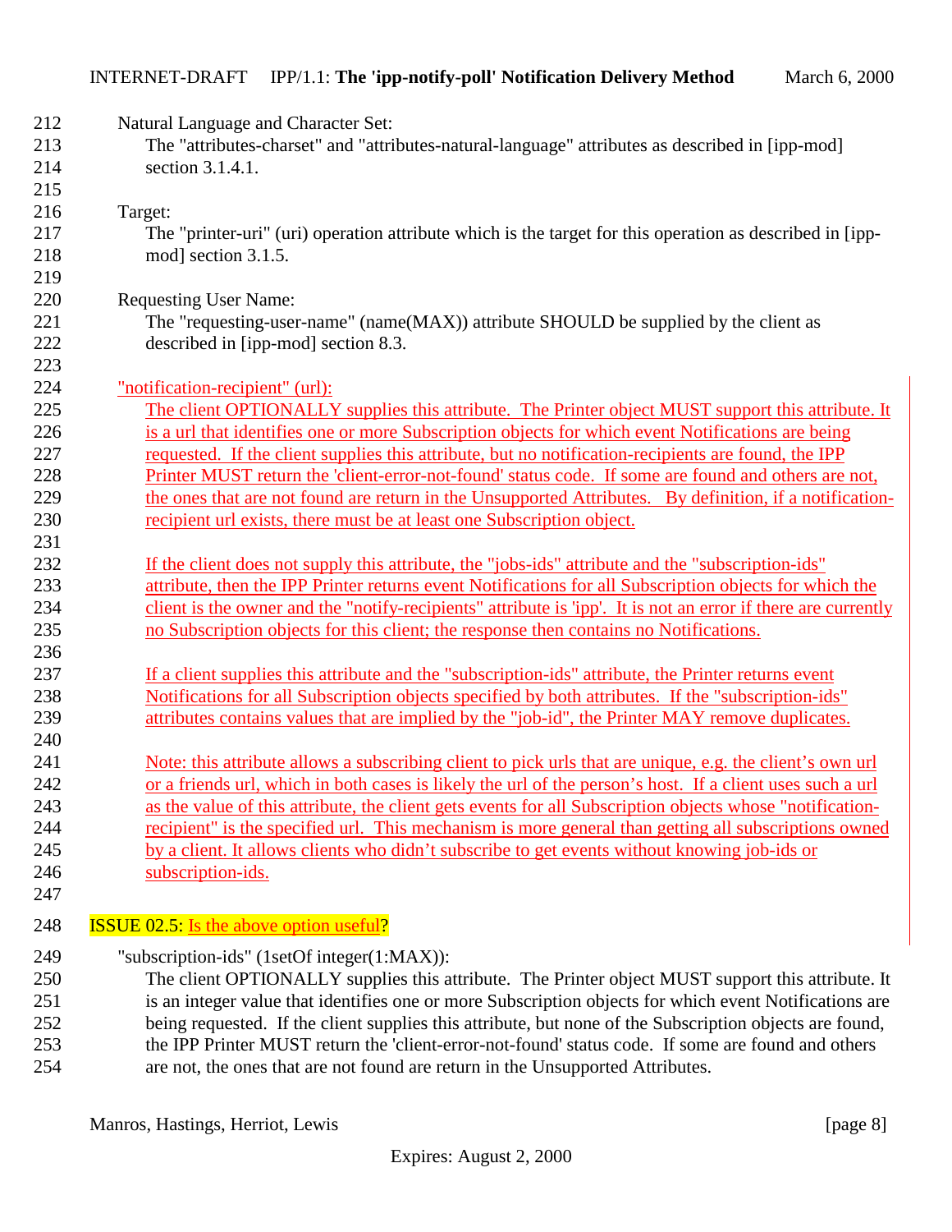Natural Language and Character Set:

The "attributes-charset" and "attributes-natural-language" attributes as described in [ipp-mod] section 3.1.4.1.

Target:

The "printer-uri" (uri) operation attribute which is the target for this operation as described in [ipp-mod] section 3.1.5.

Requesting User Name:

The "requesting-user-name" (name(MAX)) attribute SHOULD be supplied by the client as described in [ipp-mod] section 8.3.

"notification-recipient" (url):

The client OPTIONALLY supplies this attribute. The Printer object MUST support this attribute. It is a url that identifies one or more Subscription objects for which event Notifications are being requested. If the client supplies this attribute, but no notification-recipients are found, the IPP Printer MUST return the 'client-error-not-found' status code. If some are found and others are not, the ones that are not found are return in the Unsupported Attributes. By definition, if a notification-recipient url exists, there must be at least one Subscription object.

If the client does not supply this attribute, the "jobs-ids" attribute and the "subscription-ids" attribute, then the IPP Printer returns event Notifications for all Subscription objects for which the client is the owner and the "notify-recipients" attribute is 'ipp'. It is not an error if there are currently no Subscription objects for this client; the response then contains no Notifications.

If a client supplies this attribute and the "subscription-ids" attribute, the Printer returns event Notifications for all Subscription objects specified by both attributes. If the "subscription-ids" attributes contains values that are implied by the "job-id", the Printer MAY remove duplicates.

Note: this attribute allows a subscribing client to pick urls that are unique, e.g. the client's own url or a friends url, which in both cases is likely the url of the person's host. If a client uses such a url as the value of this attribute, the client gets events for all Subscription objects whose "notification-recipient" is the specified url. This mechanism is more general than getting all subscriptions owned by a client. It allows clients who didn't subscribe to get events without knowing job-ids or subscription-ids.

ISSUE 02.5: Is the above option useful?

"subscription-ids" (1setOf integer(1:MAX)):

The client OPTIONALLY supplies this attribute. The Printer object MUST support this attribute. It is an integer value that identifies one or more Subscription objects for which event Notifications are being requested. If the client supplies this attribute, but none of the Subscription objects are found, the IPP Printer MUST return the 'client-error-not-found' status code. If some are found and others are not, the ones that are not found are return in the Unsupported Attributes.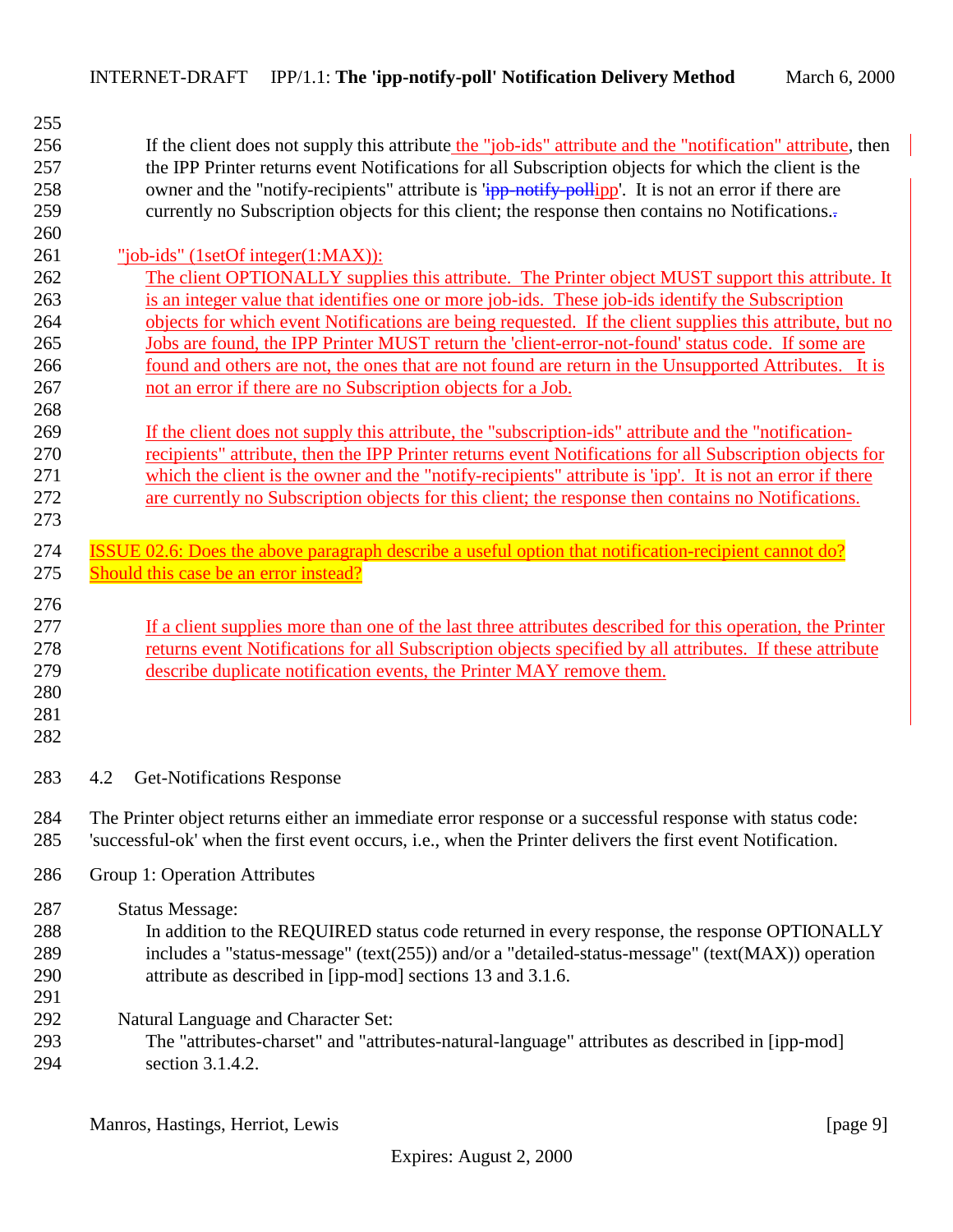If the client does not supply this attribute the "job-ids" attribute and the "notification" attribute, then the IPP Printer returns event Notifications for all Subscription objects for which the client is the owner and the "notify-recipients" attribute is '~~ipp-notify-poll~~ipp'. It is not an error if there are currently no Subscription objects for this client; the response then contains no Notifications.

"job-ids" (1setOf integer(1:MAX)):

The client OPTIONALLY supplies this attribute. The Printer object MUST support this attribute. It is an integer value that identifies one or more job-ids. These job-ids identify the Subscription objects for which event Notifications are being requested. If the client supplies this attribute, but no Jobs are found, the IPP Printer MUST return the 'client-error-not-found' status code. If some are found and others are not, the ones that are not found are return in the Unsupported Attributes. It is not an error if there are no Subscription objects for a Job.

If the client does not supply this attribute, the "subscription-ids" attribute and the "notification-recipients" attribute, then the IPP Printer returns event Notifications for all Subscription objects for which the client is the owner and the "notify-recipients" attribute is 'ipp'. It is not an error if there are currently no Subscription objects for this client; the response then contains no Notifications.

ISSUE 02.6: Does the above paragraph describe a useful option that notification-recipient cannot do? Should this case be an error instead?

If a client supplies more than one of the last three attributes described for this operation, the Printer returns event Notifications for all Subscription objects specified by all attributes. If these attribute describe duplicate notification events, the Printer MAY remove them.

## 4.2 Get-Notifications Response

The Printer object returns either an immediate error response or a successful response with status code: 'successful-ok' when the first event occurs, i.e., when the Printer delivers the first event Notification.

Group 1: Operation Attributes

Status Message:

In addition to the REQUIRED status code returned in every response, the response OPTIONALLY includes a "status-message" (text(255)) and/or a "detailed-status-message" (text(MAX)) operation attribute as described in [ipp-mod] sections 13 and 3.1.6.

Natural Language and Character Set:

The "attributes-charset" and "attributes-natural-language" attributes as described in [ipp-mod] section 3.1.4.2.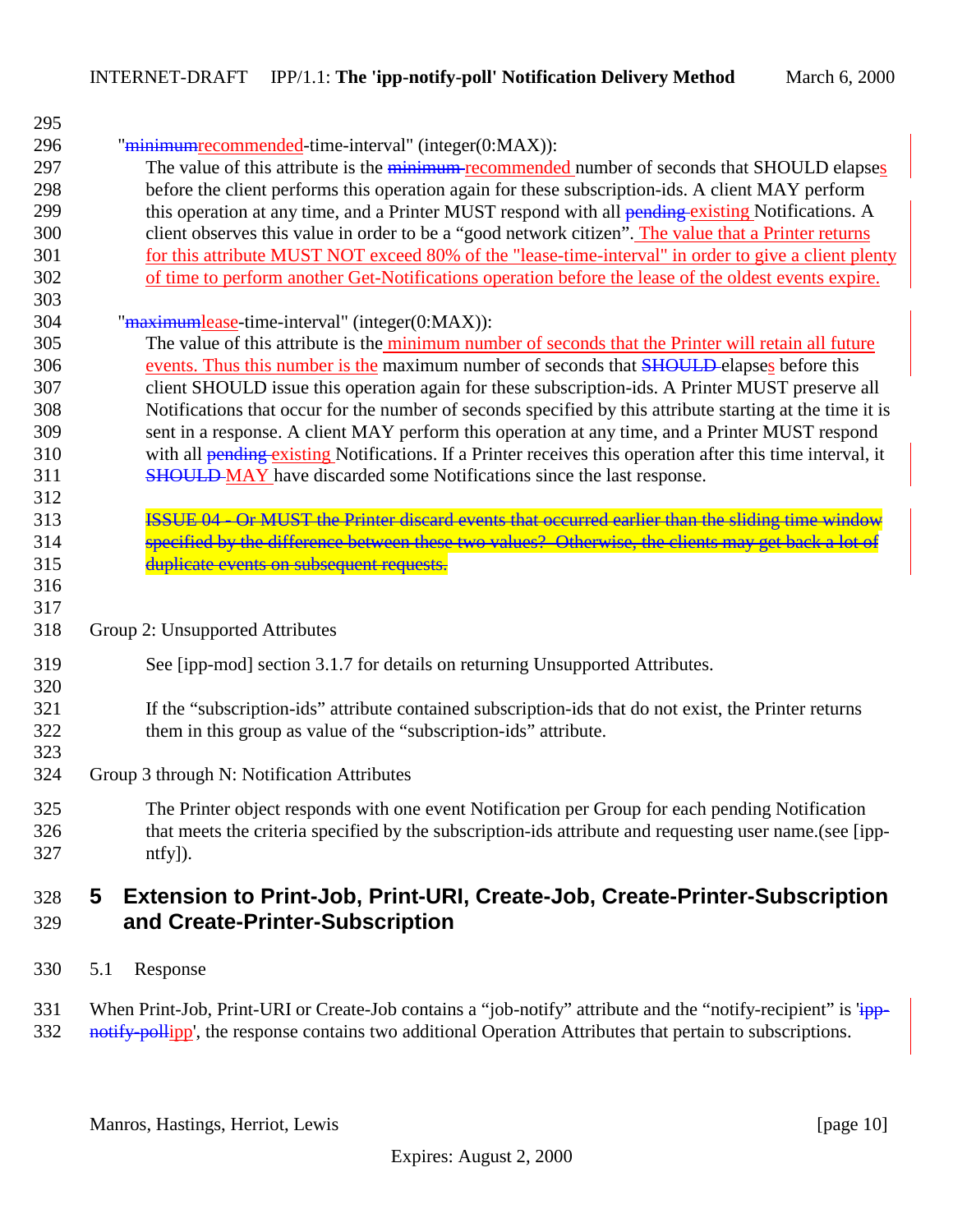"~~minimum~~recommended-time-interval" (integer(0:MAX)):

The value of this attribute is the ~~minimum~~ recommended number of seconds that SHOULD elapses before the client performs this operation again for these subscription-ids. A client MAY perform this operation at any time, and a Printer MUST respond with all ~~pending~~ existing Notifications. A client observes this value in order to be a "good network citizen". The value that a Printer returns for this attribute MUST NOT exceed 80% of the "lease-time-interval" in order to give a client plenty of time to perform another Get-Notifications operation before the lease of the oldest events expire.

"~~maximum~~lease-time-interval" (integer(0:MAX)):

The value of this attribute is the minimum number of seconds that the Printer will retain all future events. Thus this number is the maximum number of seconds that ~~SHOULD~~ elapses before this client SHOULD issue this operation again for these subscription-ids. A Printer MUST preserve all Notifications that occur for the number of seconds specified by this attribute starting at the time it is sent in a response. A client MAY perform this operation at any time, and a Printer MUST respond with all ~~pending~~ existing Notifications. If a Printer receives this operation after this time interval, it ~~SHOULD~~ MAY have discarded some Notifications since the last response.

~~ISSUE 04 - Or MUST the Printer discard events that occurred earlier than the sliding time window specified by the difference between these two values? Otherwise, the clients may get back a lot of duplicate events on subsequent requests.~~

Group 2: Unsupported Attributes

See [ipp-mod] section 3.1.7 for details on returning Unsupported Attributes.

If the "subscription-ids" attribute contained subscription-ids that do not exist, the Printer returns them in this group as value of the "subscription-ids" attribute.

Group 3 through N: Notification Attributes

The Printer object responds with one event Notification per Group for each pending Notification that meets the criteria specified by the subscription-ids attribute and requesting user name.(see [ipp-ntfy]).

# 5 Extension to Print-Job, Print-URI, Create-Job, Create-Printer-Subscription and Create-Printer-Subscription

## 5.1 Response

When Print-Job, Print-URI or Create-Job contains a "job-notify" attribute and the "notify-recipient" is '~~ipp-notify-poll~~ipp', the response contains two additional Operation Attributes that pertain to subscriptions.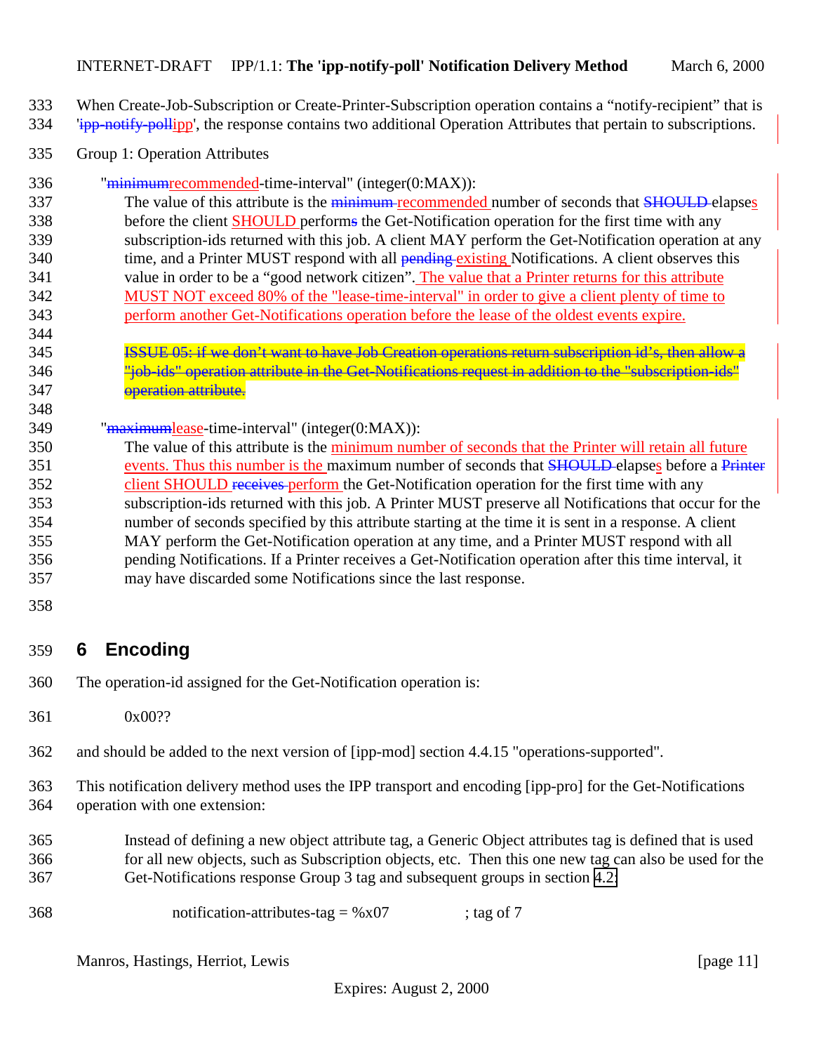When Create-Job-Subscription or Create-Printer-Subscription operation contains a "notify-recipient" that is 'ipp-notify-pollipp', the response contains two additional Operation Attributes that pertain to subscriptions.

Group 1: Operation Attributes

"minimumrecommended-time-interval" (integer(0:MAX)):

The value of this attribute is the minimum recommended number of seconds that SHOULD elapses before the client SHOULD performs the Get-Notification operation for the first time with any subscription-ids returned with this job. A client MAY perform the Get-Notification operation at any time, and a Printer MUST respond with all pending existing Notifications. A client observes this value in order to be a "good network citizen". The value that a Printer returns for this attribute MUST NOT exceed 80% of the "lease-time-interval" in order to give a client plenty of time to perform another Get-Notifications operation before the lease of the oldest events expire.

ISSUE 05: if we don't want to have Job Creation operations return subscription id's, then allow a "job-ids" operation attribute in the Get-Notifications request in addition to the "subscription-ids" operation attribute.

"maximumlease-time-interval" (integer(0:MAX)):

The value of this attribute is the minimum number of seconds that the Printer will retain all future events. Thus this number is the maximum number of seconds that SHOULD elapses before a Printer client SHOULD receives perform the Get-Notification operation for the first time with any subscription-ids returned with this job. A Printer MUST preserve all Notifications that occur for the number of seconds specified by this attribute starting at the time it is sent in a response. A client MAY perform the Get-Notification operation at any time, and a Printer MUST respond with all pending Notifications. If a Printer receives a Get-Notification operation after this time interval, it may have discarded some Notifications since the last response.

## 6 Encoding

The operation-id assigned for the Get-Notification operation is:

0x00??

and should be added to the next version of [ipp-mod] section 4.4.15 "operations-supported".

This notification delivery method uses the IPP transport and encoding [ipp-pro] for the Get-Notifications operation with one extension:

Instead of defining a new object attribute tag, a Generic Object attributes tag is defined that is used for all new objects, such as Subscription objects, etc. Then this one new tag can also be used for the Get-Notifications response Group 3 tag and subsequent groups in section 4.2:

```
notification-attributes-tag = %x07          ; tag of 7
```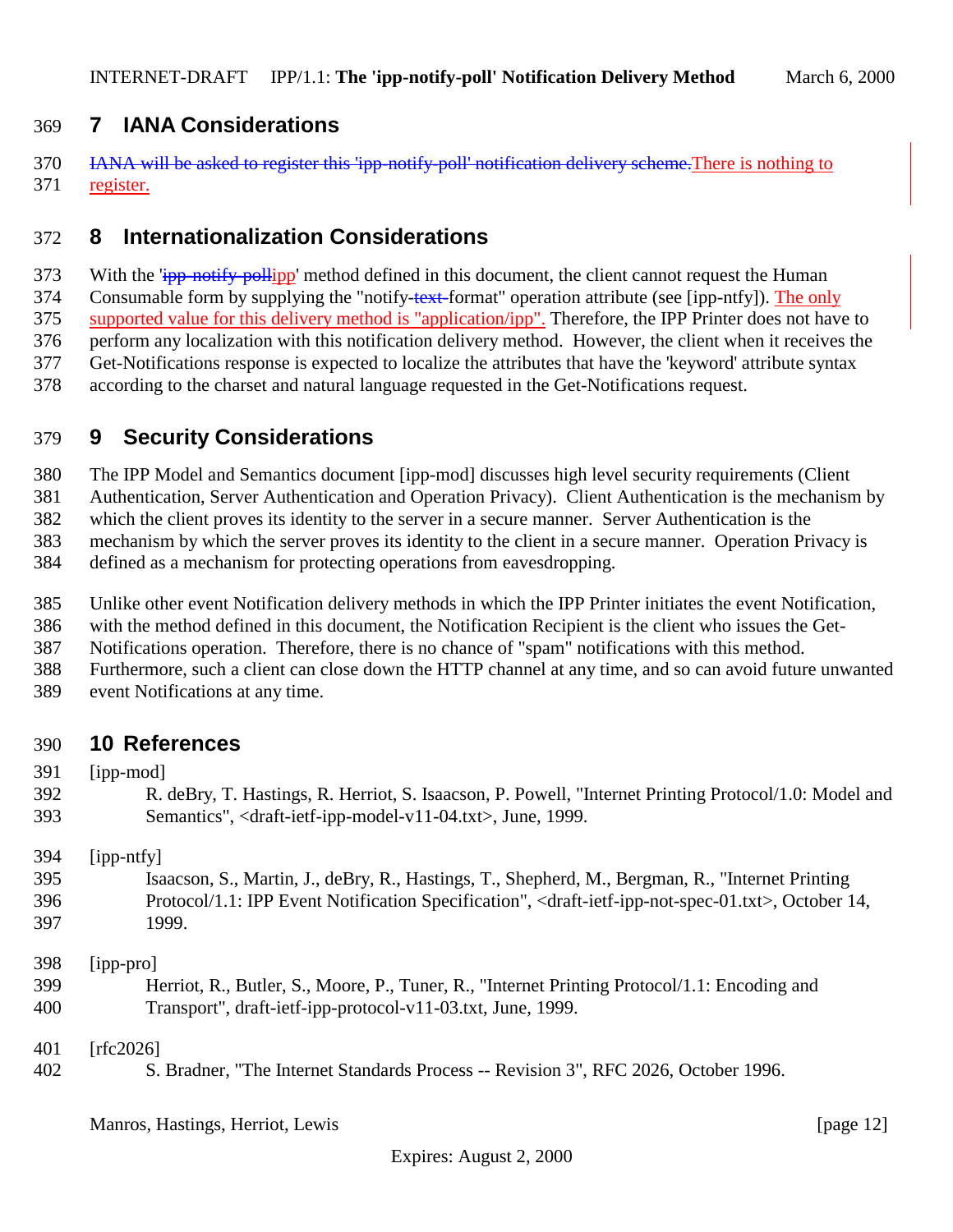## 7 IANA Considerations

~~IANA will be asked to register this 'ipp-notify-poll' notification delivery scheme.~~There is nothing to register.

## 8 Internationalization Considerations

With the '~~ipp-notify-poll~~ipp' method defined in this document, the client cannot request the Human Consumable form by supplying the "notify-~~text-~~format" operation attribute (see [ipp-ntfy]). The only supported value for this delivery method is "application/ipp". Therefore, the IPP Printer does not have to perform any localization with this notification delivery method. However, the client when it receives the Get-Notifications response is expected to localize the attributes that have the 'keyword' attribute syntax according to the charset and natural language requested in the Get-Notifications request.

## 9 Security Considerations

The IPP Model and Semantics document [ipp-mod] discusses high level security requirements (Client Authentication, Server Authentication and Operation Privacy). Client Authentication is the mechanism by which the client proves its identity to the server in a secure manner. Server Authentication is the mechanism by which the server proves its identity to the client in a secure manner. Operation Privacy is defined as a mechanism for protecting operations from eavesdropping.

Unlike other event Notification delivery methods in which the IPP Printer initiates the event Notification, with the method defined in this document, the Notification Recipient is the client who issues the Get-Notifications operation. Therefore, there is no chance of "spam" notifications with this method. Furthermore, such a client can close down the HTTP channel at any time, and so can avoid future unwanted event Notifications at any time.

## 10 References

[ipp-mod]
R. deBry, T. Hastings, R. Herriot, S. Isaacson, P. Powell, "Internet Printing Protocol/1.0: Model and Semantics", <draft-ietf-ipp-model-v11-04.txt>, June, 1999.

[ipp-ntfy]
Isaacson, S., Martin, J., deBry, R., Hastings, T., Shepherd, M., Bergman, R., "Internet Printing Protocol/1.1: IPP Event Notification Specification", <draft-ietf-ipp-not-spec-01.txt>, October 14, 1999.

[ipp-pro]
Herriot, R., Butler, S., Moore, P., Tuner, R., "Internet Printing Protocol/1.1: Encoding and Transport", draft-ietf-ipp-protocol-v11-03.txt, June, 1999.

[rfc2026]
S. Bradner, "The Internet Standards Process -- Revision 3", RFC 2026, October 1996.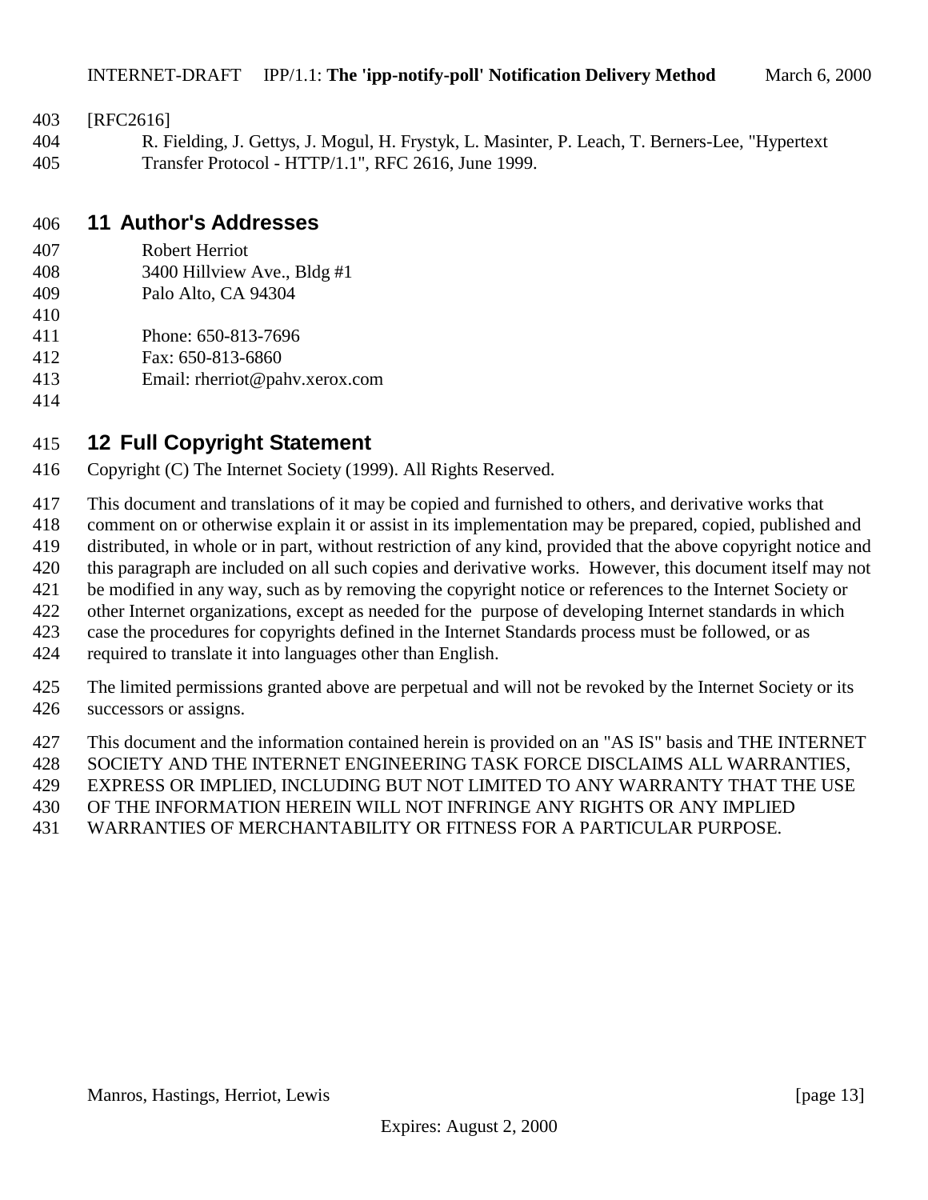[RFC2616]

R. Fielding, J. Gettys, J. Mogul, H. Frystyk, L. Masinter, P. Leach, T. Berners-Lee, "Hypertext Transfer Protocol - HTTP/1.1", RFC 2616, June 1999.

# 11 Author's Addresses

Robert Herriot
3400 Hillview Ave., Bldg #1
Palo Alto, CA 94304

Phone: 650-813-7696
Fax: 650-813-6860
Email: rherriot@pahv.xerox.com

# 12 Full Copyright Statement

Copyright (C) The Internet Society (1999). All Rights Reserved.

This document and translations of it may be copied and furnished to others, and derivative works that comment on or otherwise explain it or assist in its implementation may be prepared, copied, published and distributed, in whole or in part, without restriction of any kind, provided that the above copyright notice and this paragraph are included on all such copies and derivative works. However, this document itself may not be modified in any way, such as by removing the copyright notice or references to the Internet Society or other Internet organizations, except as needed for the purpose of developing Internet standards in which case the procedures for copyrights defined in the Internet Standards process must be followed, or as required to translate it into languages other than English.

The limited permissions granted above are perpetual and will not be revoked by the Internet Society or its successors or assigns.

This document and the information contained herein is provided on an "AS IS" basis and THE INTERNET SOCIETY AND THE INTERNET ENGINEERING TASK FORCE DISCLAIMS ALL WARRANTIES, EXPRESS OR IMPLIED, INCLUDING BUT NOT LIMITED TO ANY WARRANTY THAT THE USE OF THE INFORMATION HEREIN WILL NOT INFRINGE ANY RIGHTS OR ANY IMPLIED WARRANTIES OF MERCHANTABILITY OR FITNESS FOR A PARTICULAR PURPOSE.